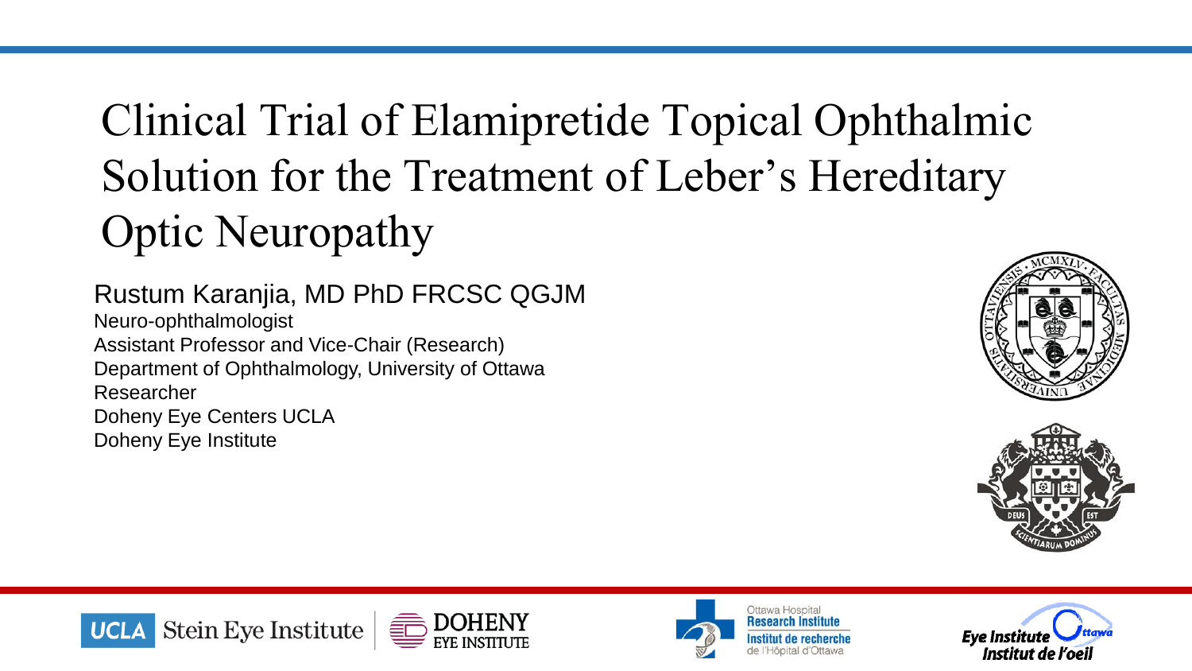# Clinical Trial of Elamipretide Topical Ophthalmic Solution for the Treatment of Leber's Hereditary Optic Neuropathy

Rustum Karanjia, MD PhD FRCSC QGJM

Neuro-ophthalmologist
Assistant Professor and Vice-Chair (Research)
Department of Ophthalmology, University of Ottawa
Researcher
Doheny Eye Centers UCLA
Doheny Eye Institute

UCLA Stein Eye Institute | DOHENY EYE INSTITUTE

Ottawa Hospital Research Institute
Institut de recherche de l'Hôpital d'Ottawa

Eye Institute Ottawa
Institut de l'oeil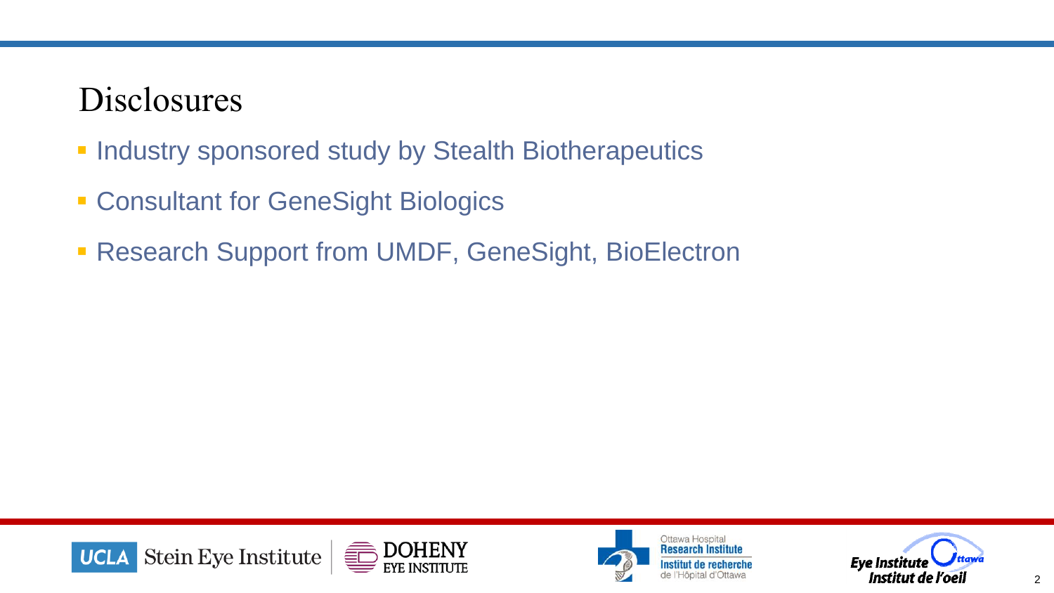# Disclosures

- Industry sponsored study by Stealth Biotherapeutics
- Consultant for GeneSight Biologics
- Research Support from UMDF, GeneSight, BioElectron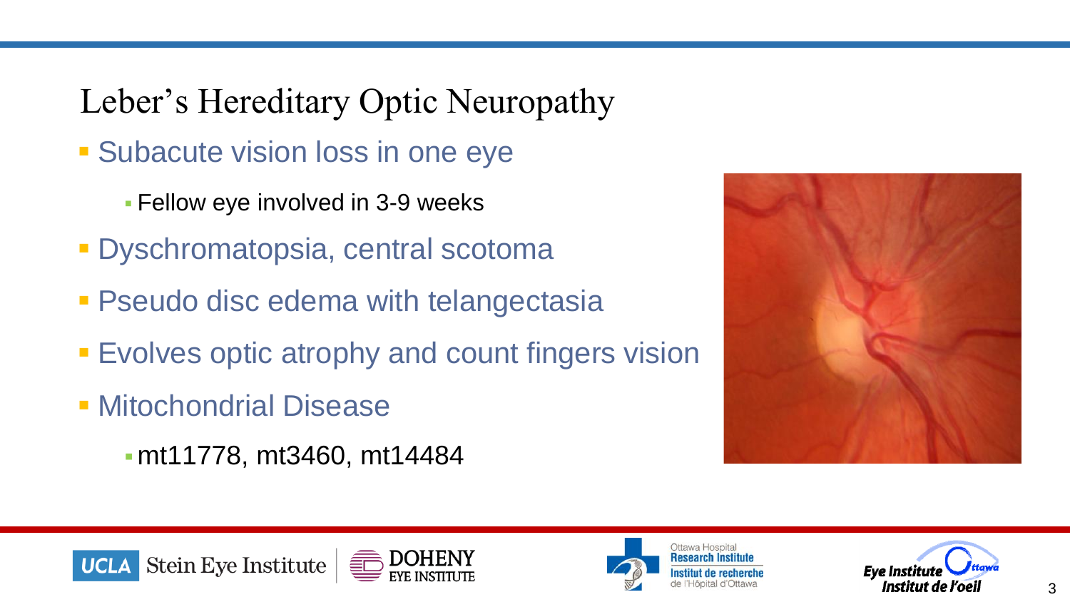# Leber's Hereditary Optic Neuropathy

- Subacute vision loss in one eye
  - Fellow eye involved in 3-9 weeks
- Dyschromatopsia, central scotoma
- Pseudo disc edema with telangectasia
- Evolves optic atrophy and count fingers vision
- Mitochondrial Disease
  - mt11778, mt3460, mt14484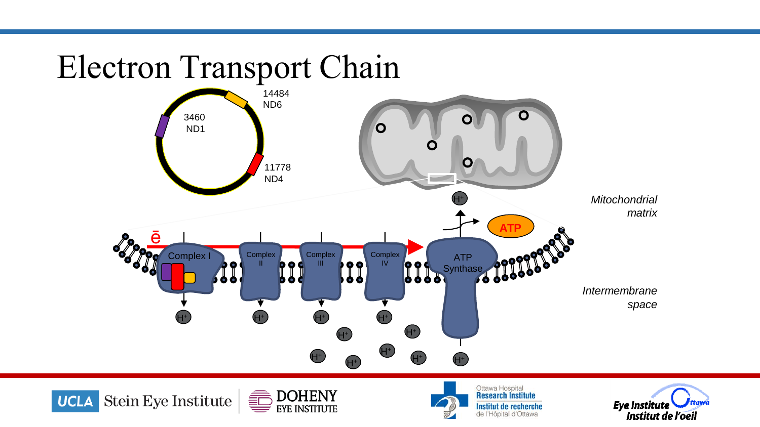# Electron Transport Chain

14484
ND6

3460
ND1

11778
ND4

*Mitochondrial matrix*

ē

Complex I

Complex II

Complex III

Complex IV

ATP Synthase

ATP

$H^+$

*Intermembrane space*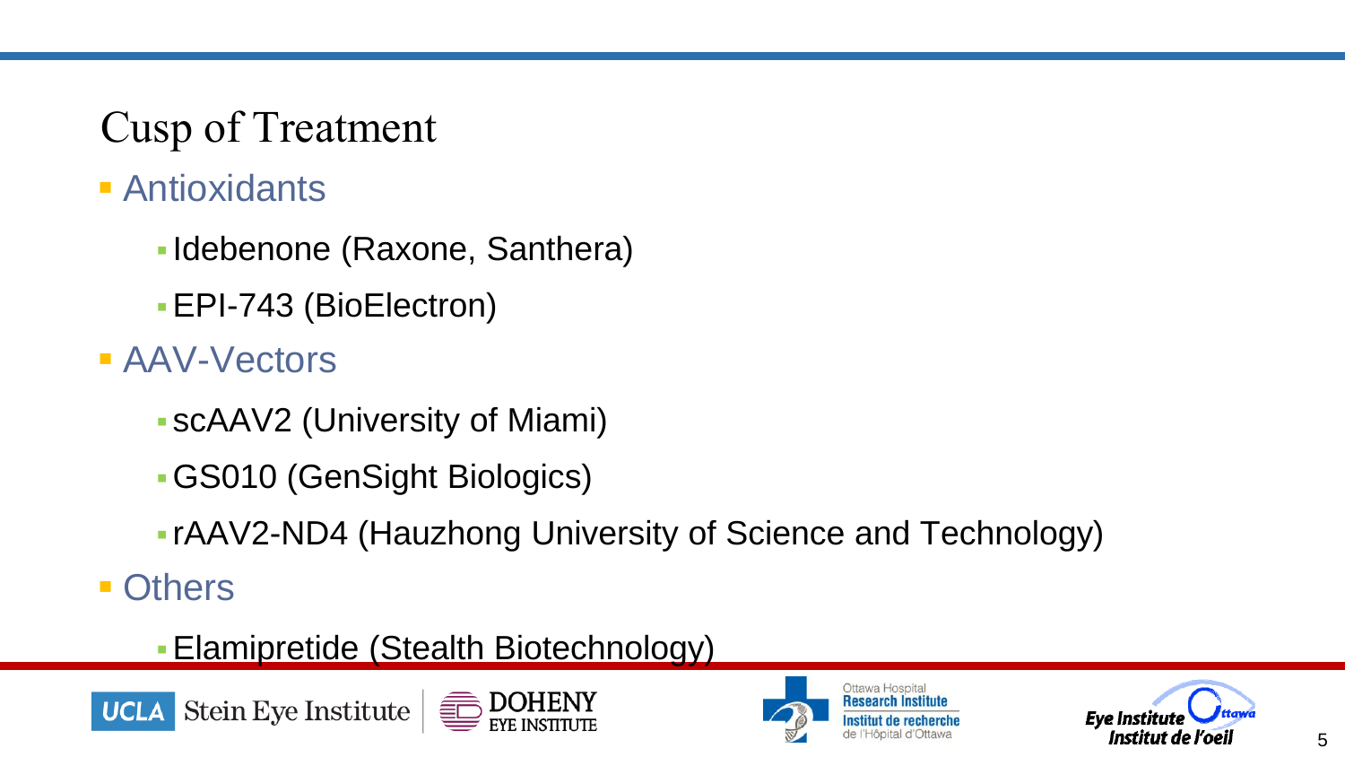# Cusp of Treatment

- Antioxidants
  - Idebenone (Raxone, Santhera)
  - EPI-743 (BioElectron)
- AAV-Vectors
  - scAAV2 (University of Miami)
  - GS010 (GenSight Biologics)
  - rAAV2-ND4 (Hauzhong University of Science and Technology)
- Others
  - Elamipretide (Stealth Biotechnology)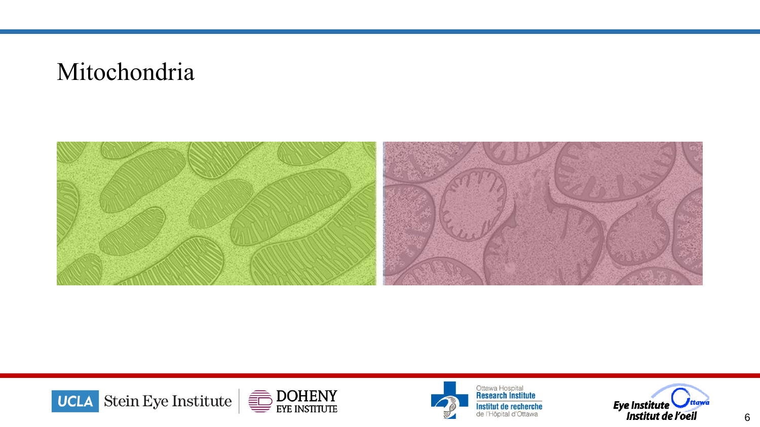# Mitochondria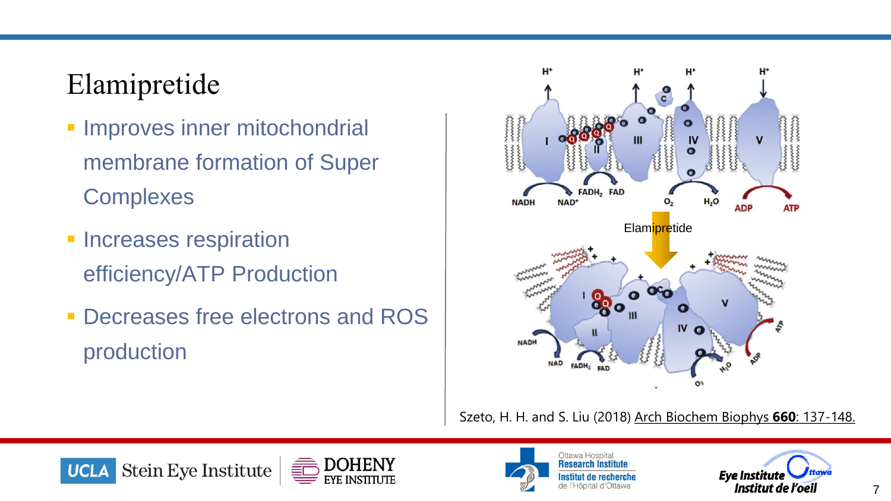# Elamipretide

- Improves inner mitochondrial membrane formation of Super Complexes
- Increases respiration efficiency/ATP Production
- Decreases free electrons and ROS production

Szeto, H. H. and S. Liu (2018) Arch Biochem Biophys **660**: 137-148.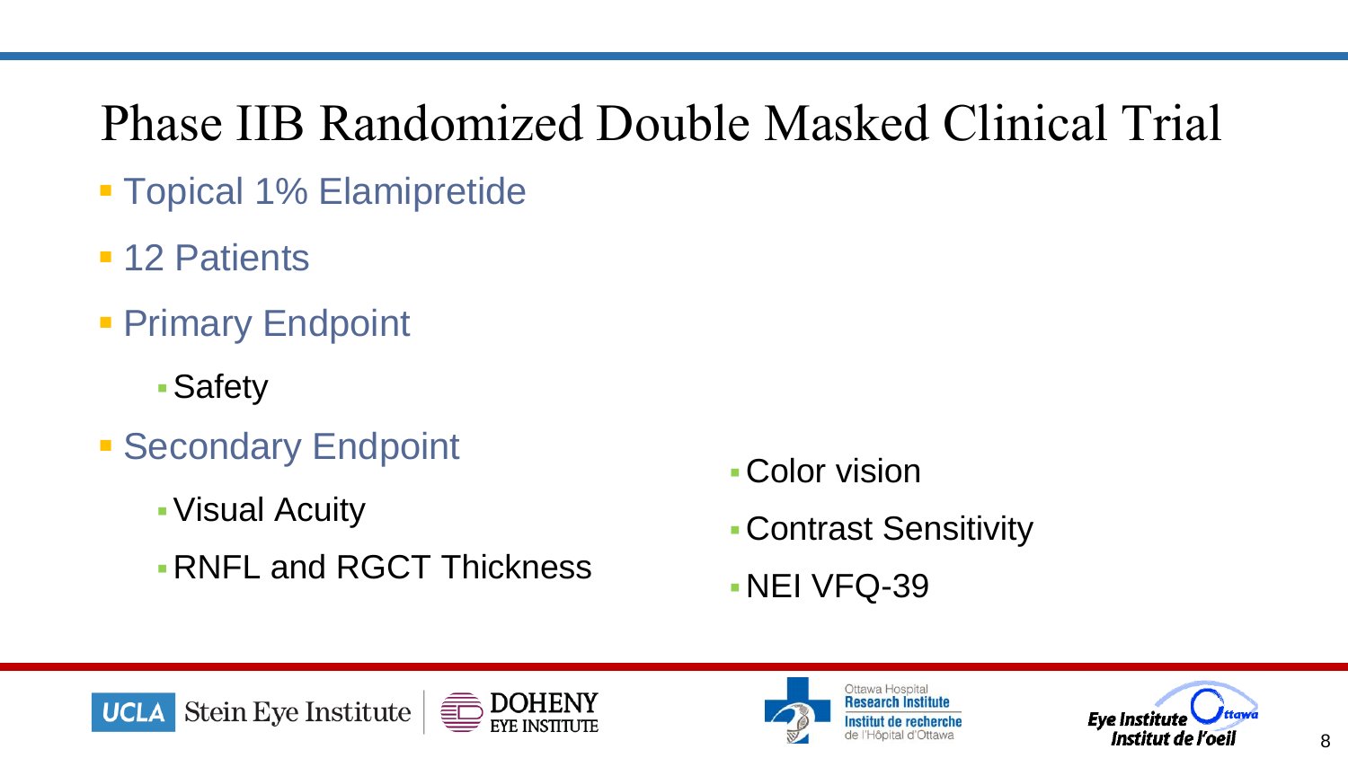# Phase IIB Randomized Double Masked Clinical Trial

- Topical 1% Elamipretide
- 12 Patients
- Primary Endpoint
  - Safety
- Secondary Endpoint
  - Visual Acuity
  - RNFL and RGCT Thickness
  - Color vision
  - Contrast Sensitivity
  - NEI VFQ-39

UCLA Stein Eye Institute | DOHENY EYE INSTITUTE | Ottawa Hospital Research Institute / Institut de recherche de l'Hôpital d'Ottawa | Eye Institute Ottawa / Institut de l'oeil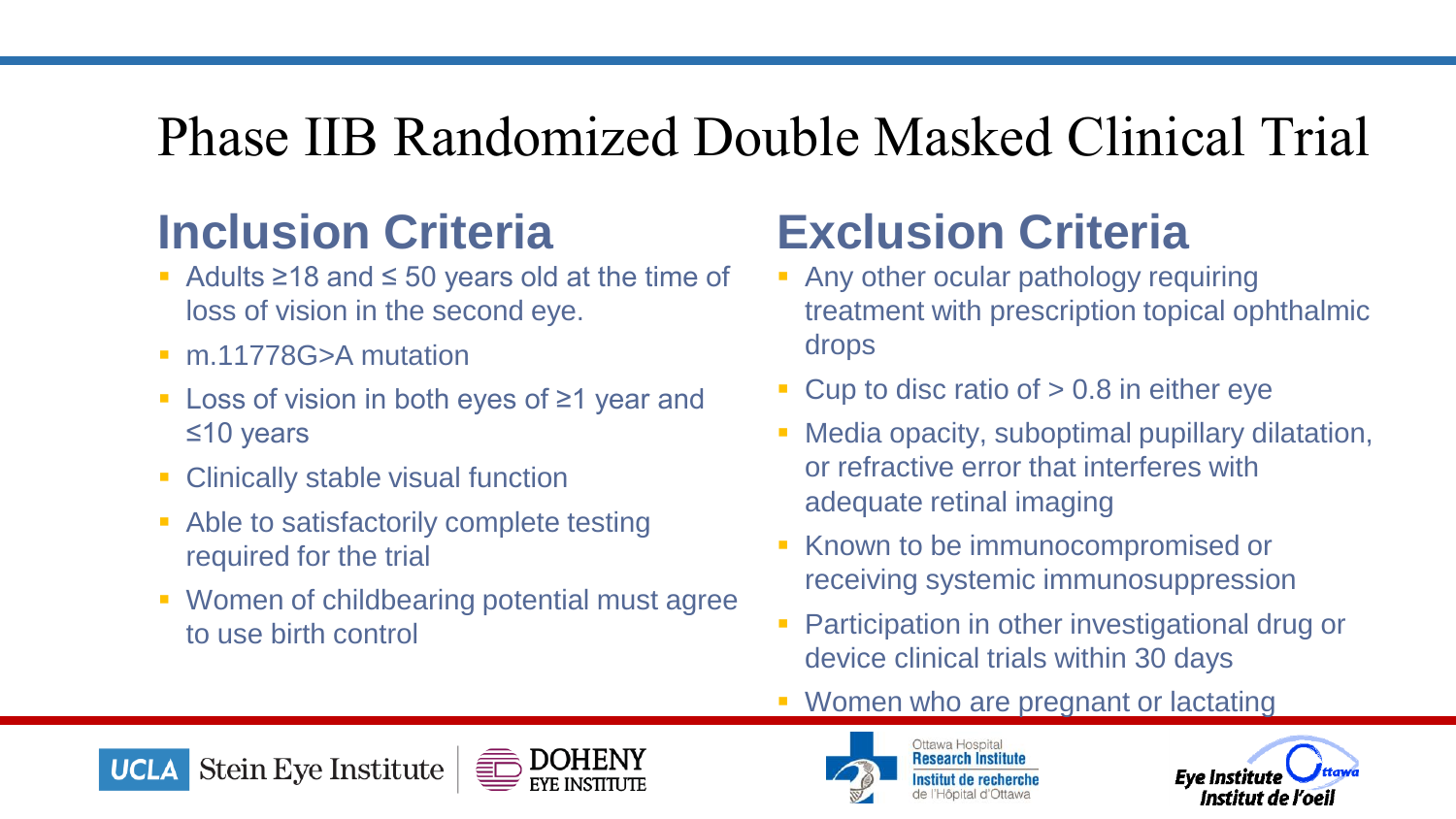# Phase IIB Randomized Double Masked Clinical Trial

## Inclusion Criteria

- Adults ≥18 and ≤ 50 years old at the time of loss of vision in the second eye.
- m.11778G>A mutation
- Loss of vision in both eyes of ≥1 year and ≤10 years
- Clinically stable visual function
- Able to satisfactorily complete testing required for the trial
- Women of childbearing potential must agree to use birth control

## Exclusion Criteria

- Any other ocular pathology requiring treatment with prescription topical ophthalmic drops
- Cup to disc ratio of > 0.8 in either eye
- Media opacity, suboptimal pupillary dilatation, or refractive error that interferes with adequate retinal imaging
- Known to be immunocompromised or receiving systemic immunosuppression
- Participation in other investigational drug or device clinical trials within 30 days
- Women who are pregnant or lactating

UCLA Stein Eye Institute | DOHENY EYE INSTITUTE | Ottawa Hospital Research Institute / Institut de recherche de l'Hôpital d'Ottawa | Eye Institute Ottawa / Institut de l'oeil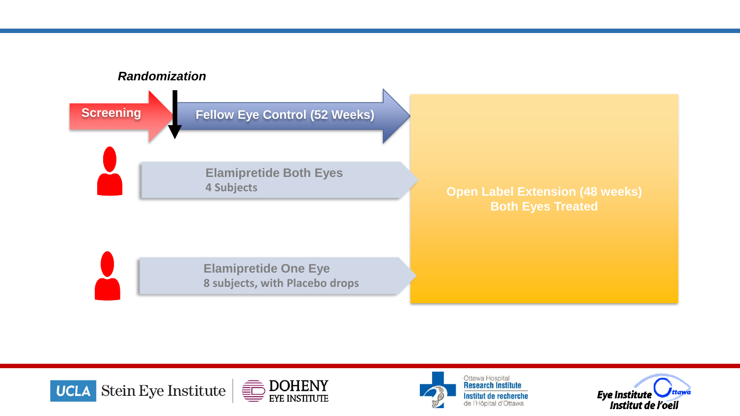*Randomization*

**Screening** → **Fellow Eye Control (52 Weeks)**

**Elamipretide Both Eyes**
4 Subjects

**Elamipretide One Eye**
8 subjects, with Placebo drops

**Open Label Extension (48 weeks)**
**Both Eyes Treated**

UCLA Stein Eye Institute | DOHENY EYE INSTITUTE

Ottawa Hospital Research Institute / Institut de recherche de l'Hôpital d'Ottawa

Eye Institute Ottawa / Institut de l'oeil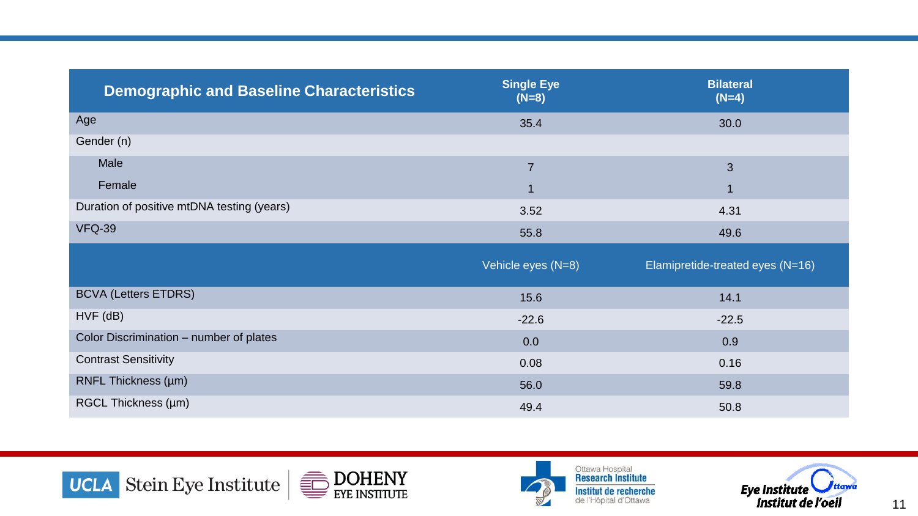| Demographic and Baseline Characteristics | Single Eye (N=8) | Bilateral (N=4) |
|---|---|---|
| Age | 35.4 | 30.0 |
| Gender (n) | | |
| Male | 7 | 3 |
| Female | 1 | 1 |
| Duration of positive mtDNA testing (years) | 3.52 | 4.31 |
| VFQ-39 | 55.8 | 49.6 |
| | **Vehicle eyes (N=8)** | **Elamipretide-treated eyes (N=16)** |
| BCVA (Letters ETDRS) | 15.6 | 14.1 |
| HVF (dB) | -22.6 | -22.5 |
| Color Discrimination – number of plates | 0.0 | 0.9 |
| Contrast Sensitivity | 0.08 | 0.16 |
| RNFL Thickness (µm) | 56.0 | 59.8 |
| RGCL Thickness (µm) | 49.4 | 50.8 |

UCLA Stein Eye Institute | DOHENY EYE INSTITUTE | Ottawa Hospital Research Institute / Institut de recherche de l'Hôpital d'Ottawa | Eye Institute Ottawa / Institut de l'oeil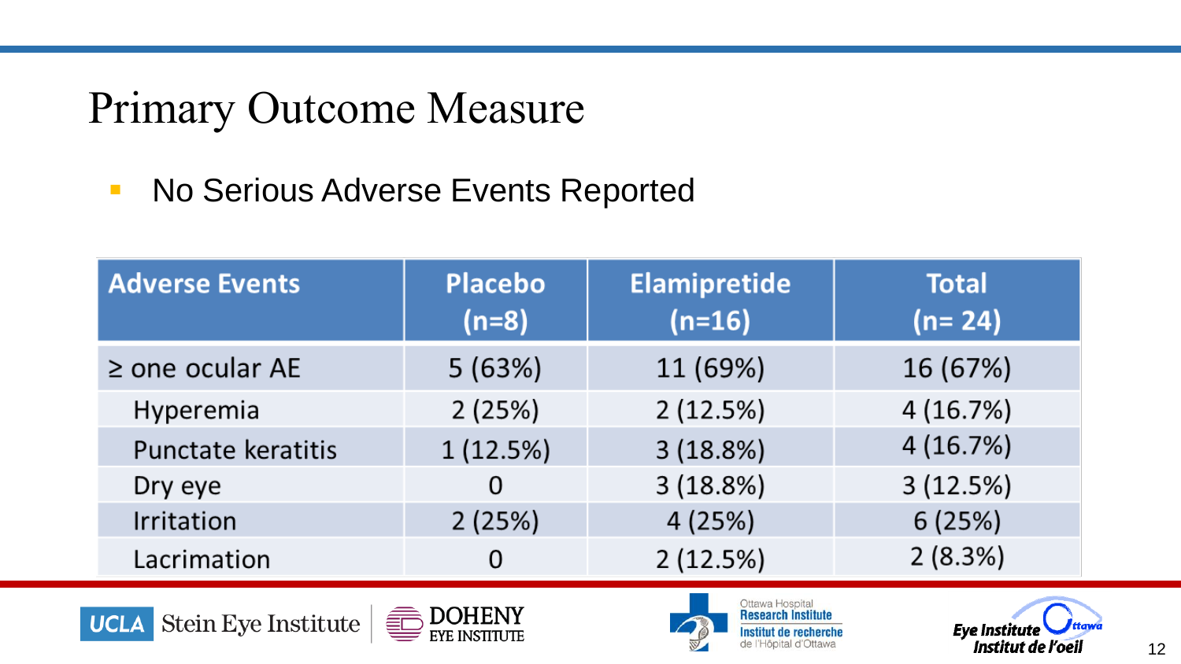# Primary Outcome Measure

- No Serious Adverse Events Reported

| Adverse Events | Placebo (n=8) | Elamipretide (n=16) | Total (n= 24) |
| --- | --- | --- | --- |
| ≥ one ocular AE | 5 (63%) | 11 (69%) | 16 (67%) |
| Hyperemia | 2 (25%) | 2 (12.5%) | 4 (16.7%) |
| Punctate keratitis | 1 (12.5%) | 3 (18.8%) | 4 (16.7%) |
| Dry eye | 0 | 3 (18.8%) | 3 (12.5%) |
| Irritation | 2 (25%) | 4 (25%) | 6 (25%) |
| Lacrimation | 0 | 2 (12.5%) | 2 (8.3%) |

UCLA Stein Eye Institute | DOHENY EYE INSTITUTE | Ottawa Hospital Research Institute / Institut de recherche de l'Hôpital d'Ottawa | Eye Institute Ottawa / Institut de l'oeil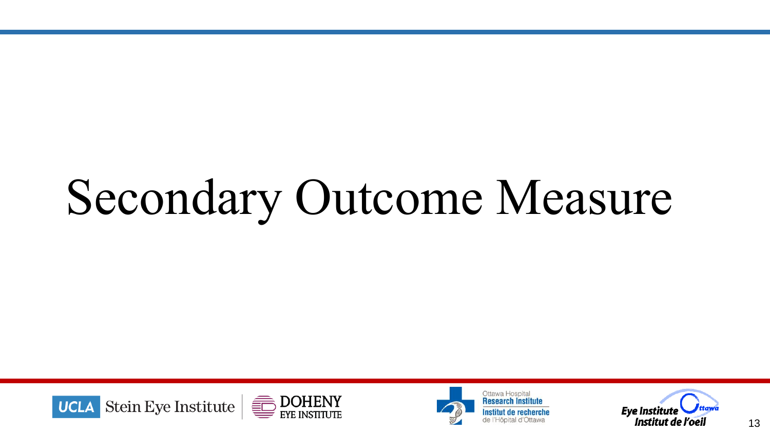# Secondary Outcome Measure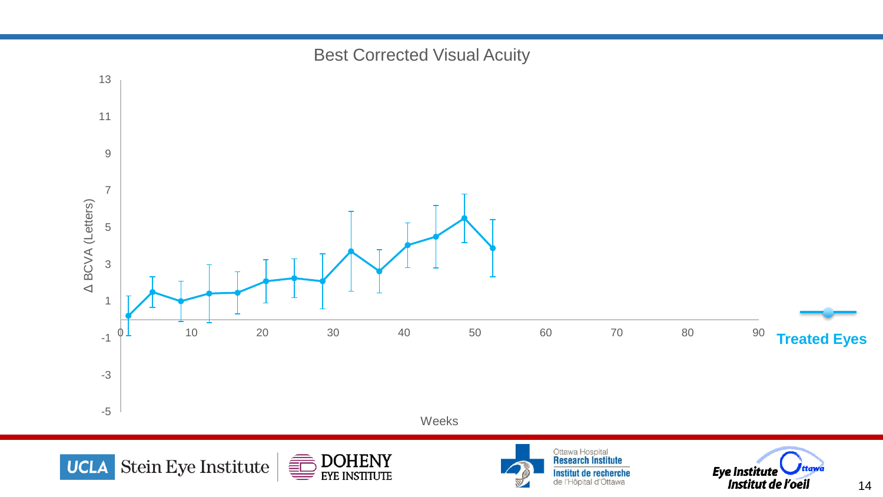# Best Corrected Visual Acuity

Δ BCVA (Letters)

Weeks

Treated Eyes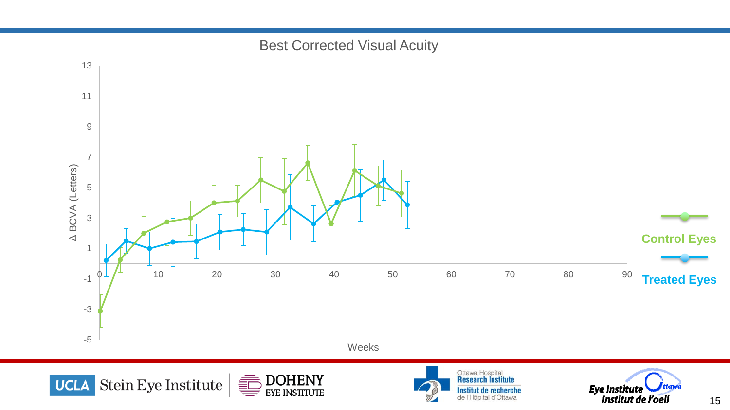# Best Corrected Visual Acuity

Δ BCVA (Letters)

Weeks

Control Eyes

Treated Eyes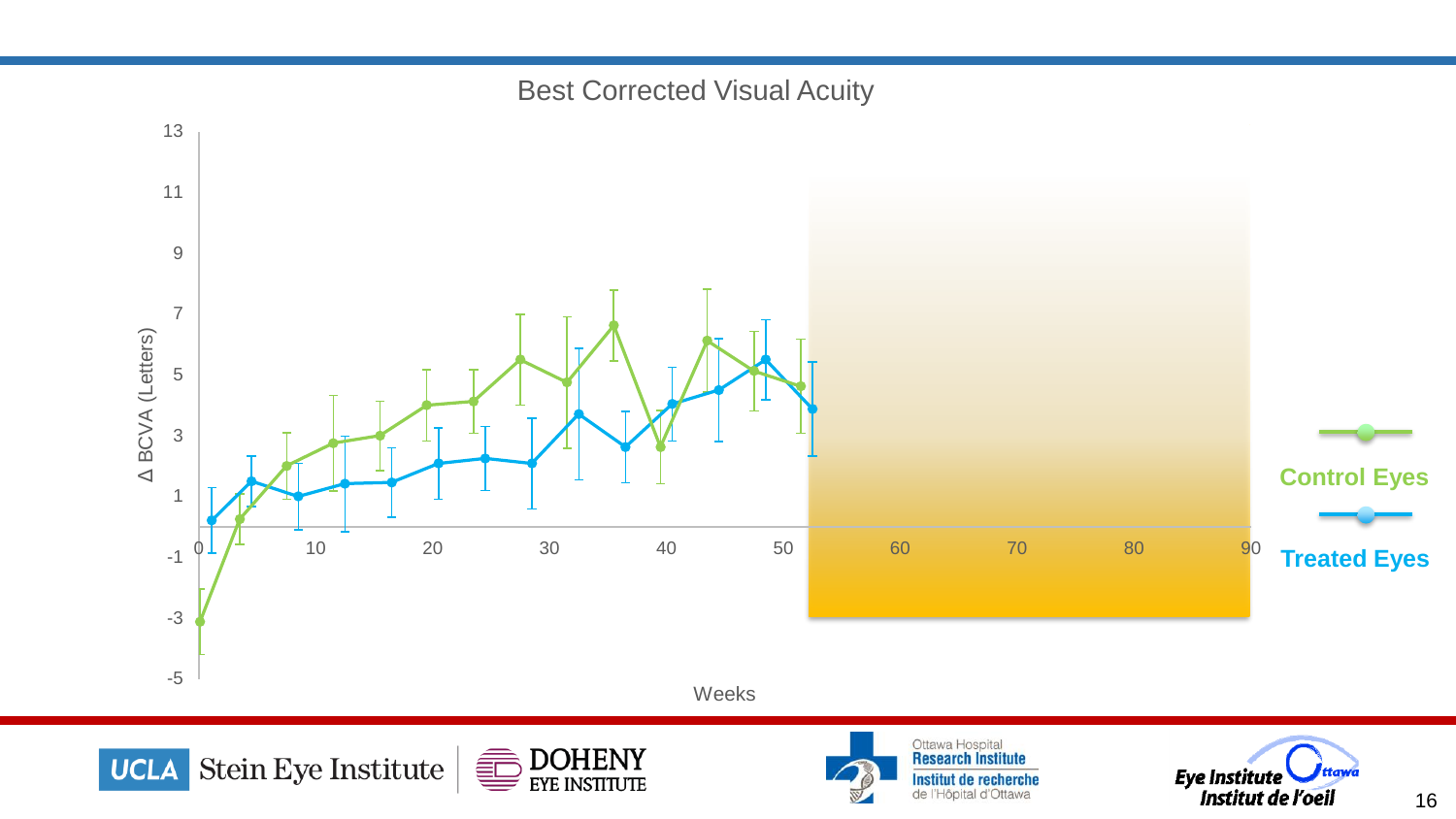## Best Corrected Visual Acuity

Δ BCVA (Letters)

Weeks

Control Eyes

Treated Eyes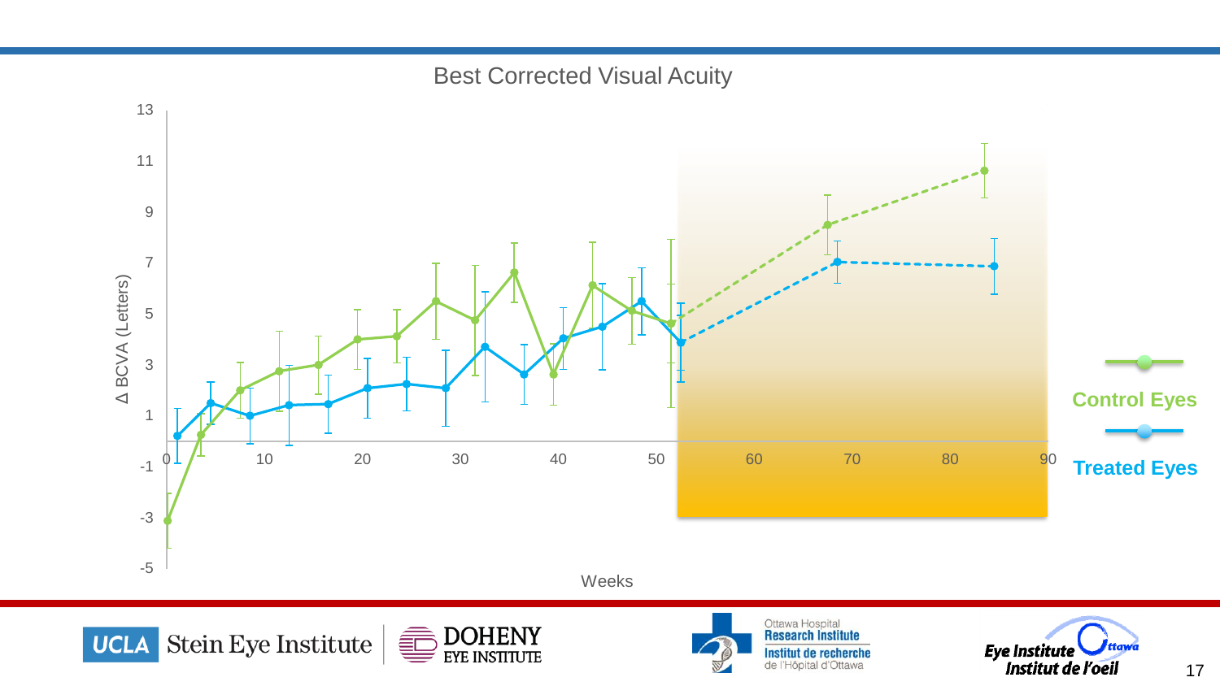# Best Corrected Visual Acuity

Δ BCVA (Letters)

Weeks

Control Eyes

Treated Eyes

UCLA Stein Eye Institute | DOHENY EYE INSTITUTE | Ottawa Hospital Research Institute / Institut de recherche de l'Hôpital d'Ottawa | Eye Institute Ottawa / Institut de l'oeil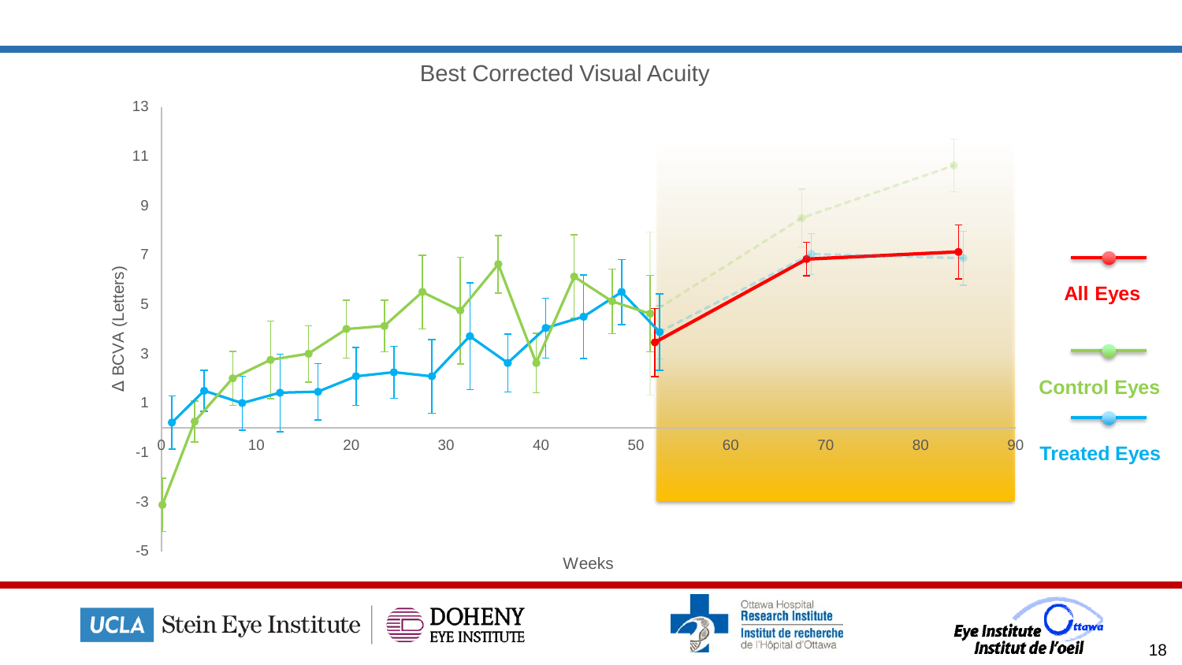# Best Corrected Visual Acuity

Δ BCVA (Letters)

Weeks

- All Eyes
- Control Eyes
- Treated Eyes

UCLA Stein Eye Institute | DOHENY EYE INSTITUTE | Ottawa Hospital Research Institute / Institut de recherche de l'Hôpital d'Ottawa | Eye Institute / Institut de l'oeil Ottawa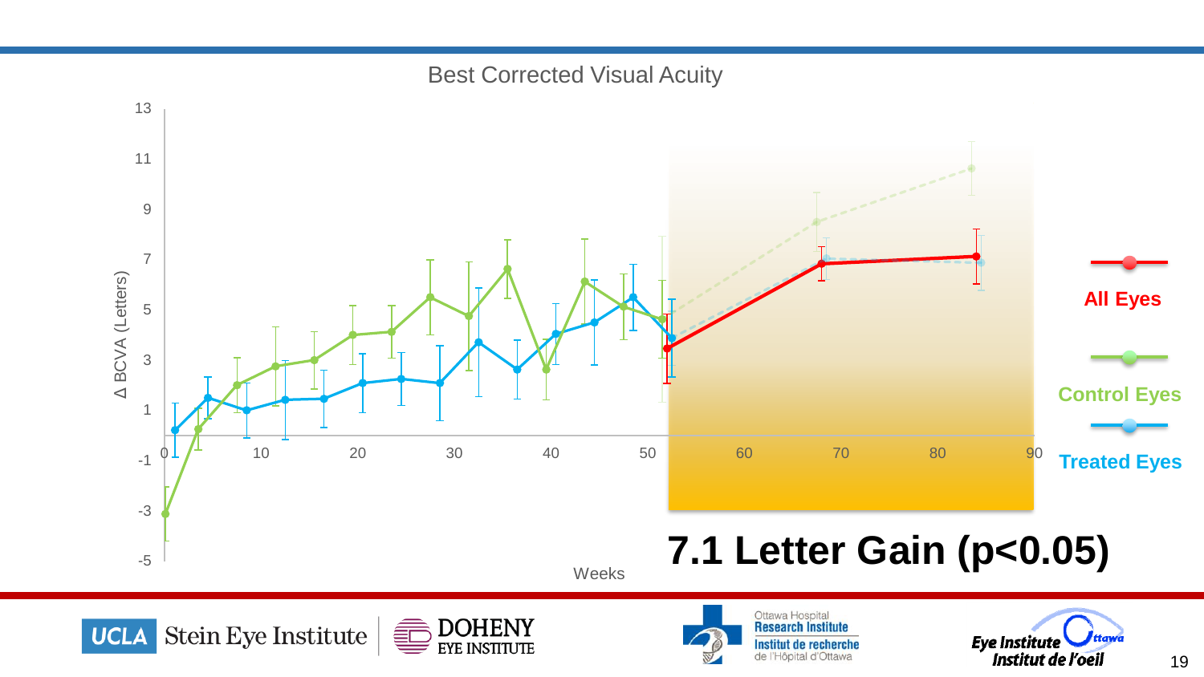## Best Corrected Visual Acuity

Δ BCVA (Letters)

Weeks

All Eyes

Control Eyes

Treated Eyes

**7.1 Letter Gain (p<0.05)**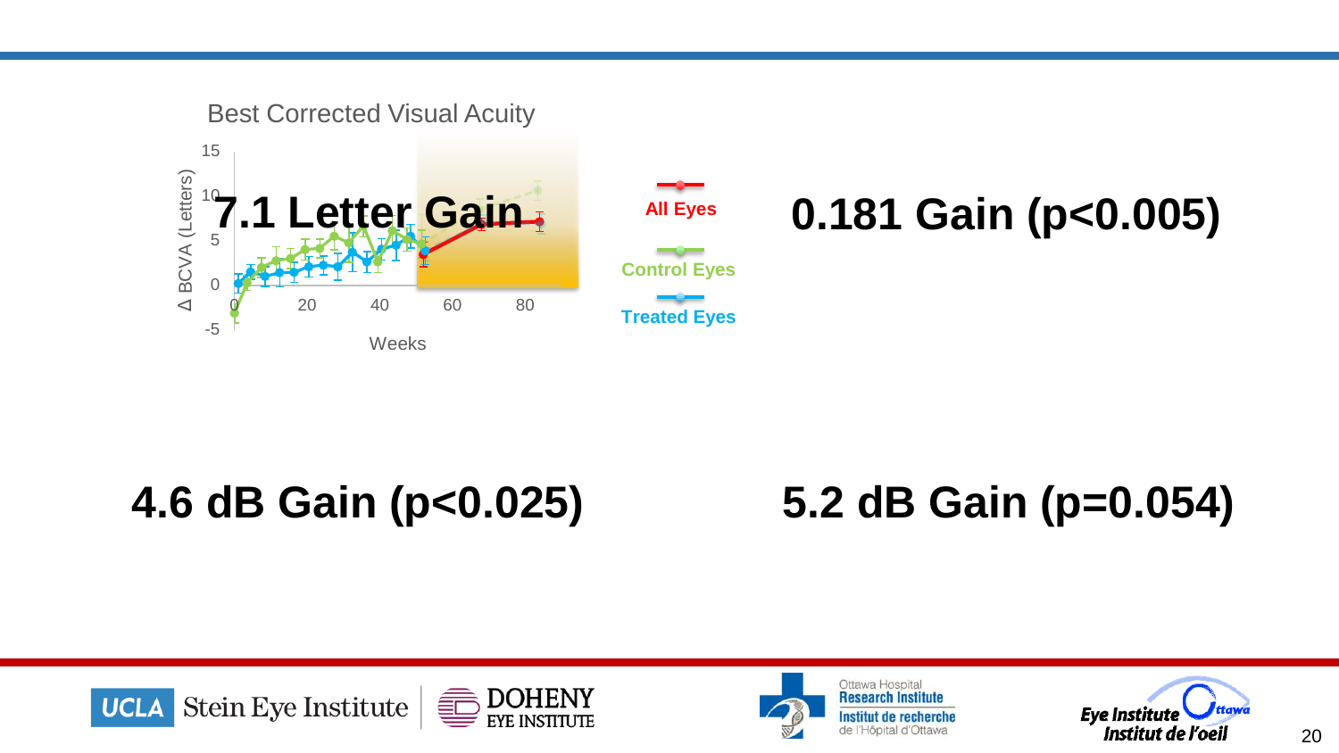Best Corrected Visual Acuity

Δ BCVA (Letters)

Weeks

**7.1 Letter Gain**

All Eyes

Control Eyes

Treated Eyes

**0.181 Gain (p<0.005)**

**4.6 dB Gain (p<0.025)**

**5.2 dB Gain (p=0.054)**

UCLA Stein Eye Institute

DOHENY EYE INSTITUTE

Ottawa Hospital Research Institute

Institut de recherche de l'Hôpital d'Ottawa

Eye Institute Ottawa

Institut de l'oeil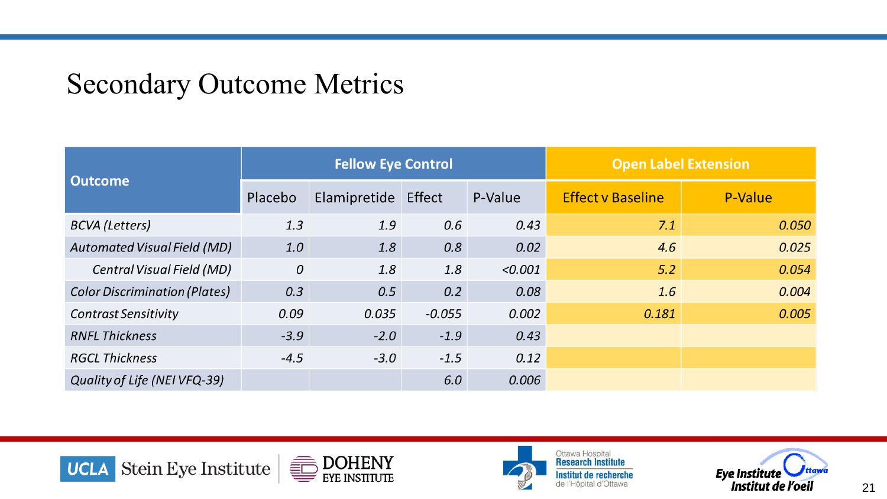# Secondary Outcome Metrics

| Outcome | Fellow Eye Control | | | | Open Label Extension | |
|---|---|---|---|---|---|---|
| | Placebo | Elamipretide | Effect | P-Value | Effect v Baseline | P-Value |
| *BCVA (Letters)* | *1.3* | *1.9* | *0.6* | *0.43* | *7.1* | *0.050* |
| *Automated Visual Field (MD)* | *1.0* | *1.8* | *0.8* | *0.02* | *4.6* | *0.025* |
| *Central Visual Field (MD)* | *0* | *1.8* | *1.8* | *<0.001* | *5.2* | *0.054* |
| *Color Discrimination (Plates)* | *0.3* | *0.5* | *0.2* | *0.08* | *1.6* | *0.004* |
| *Contrast Sensitivity* | *0.09* | *0.035* | *-0.055* | *0.002* | *0.181* | *0.005* |
| *RNFL Thickness* | *-3.9* | *-2.0* | *-1.9* | *0.43* | | |
| *RGCL Thickness* | *-4.5* | *-3.0* | *-1.5* | *0.12* | | |
| *Quality of Life (NEI VFQ-39)* | | | *6.0* | *0.006* | | |

UCLA Stein Eye Institute | DOHENY EYE INSTITUTE | Ottawa Hospital Research Institute / Institut de recherche de l'Hôpital d'Ottawa | Eye Institute / Institut de l'oeil Ottawa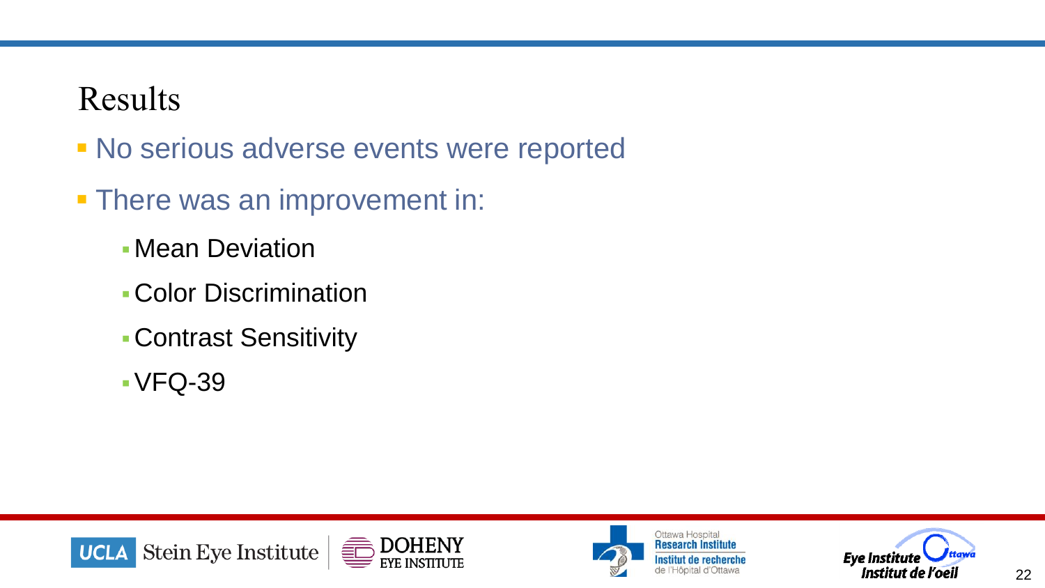# Results

- No serious adverse events were reported
- There was an improvement in:
  - Mean Deviation
  - Color Discrimination
  - Contrast Sensitivity
  - VFQ-39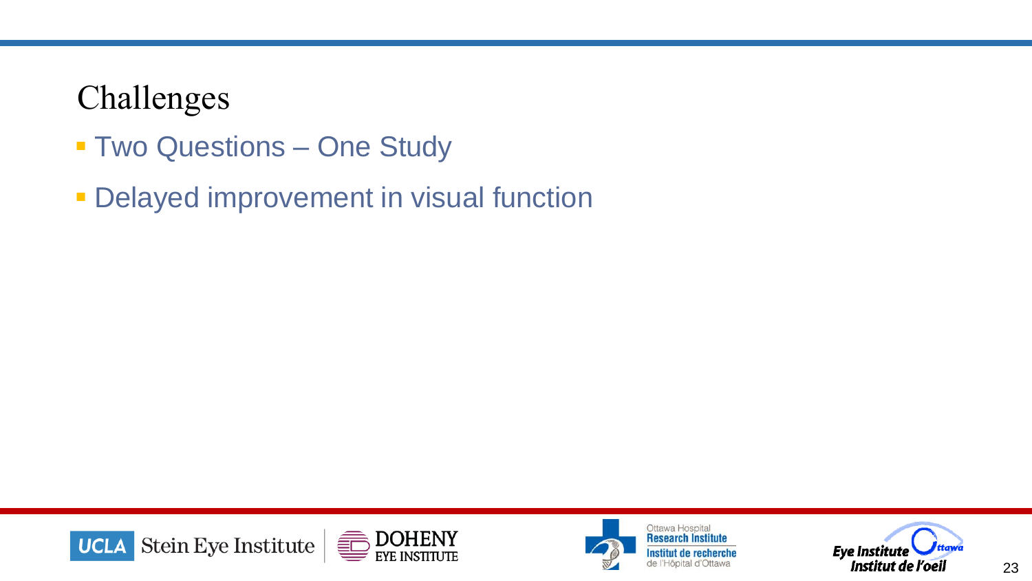# Challenges

- Two Questions – One Study
- Delayed improvement in visual function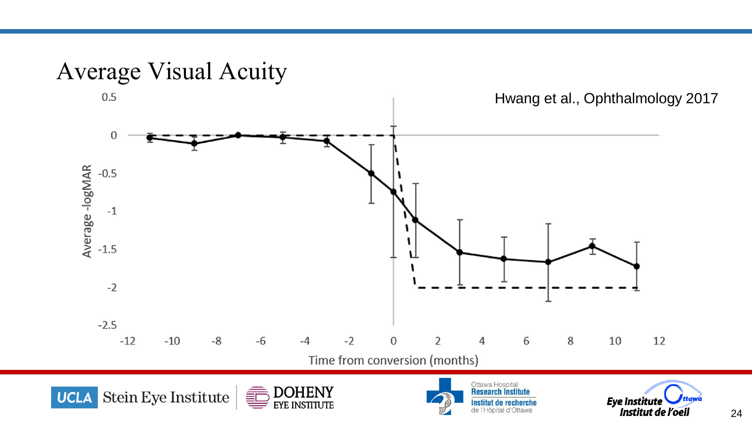# Average Visual Acuity

Hwang et al., Ophthalmology 2017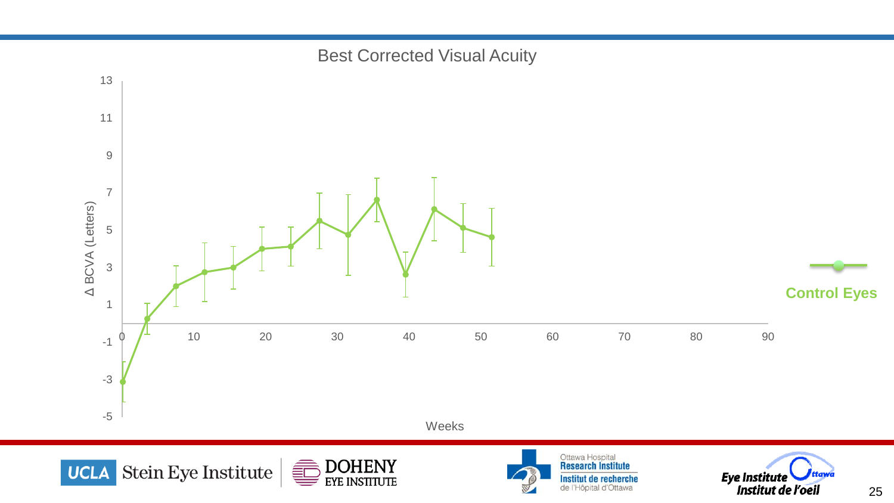## Best Corrected Visual Acuity

Δ BCVA (Letters)

Weeks

Control Eyes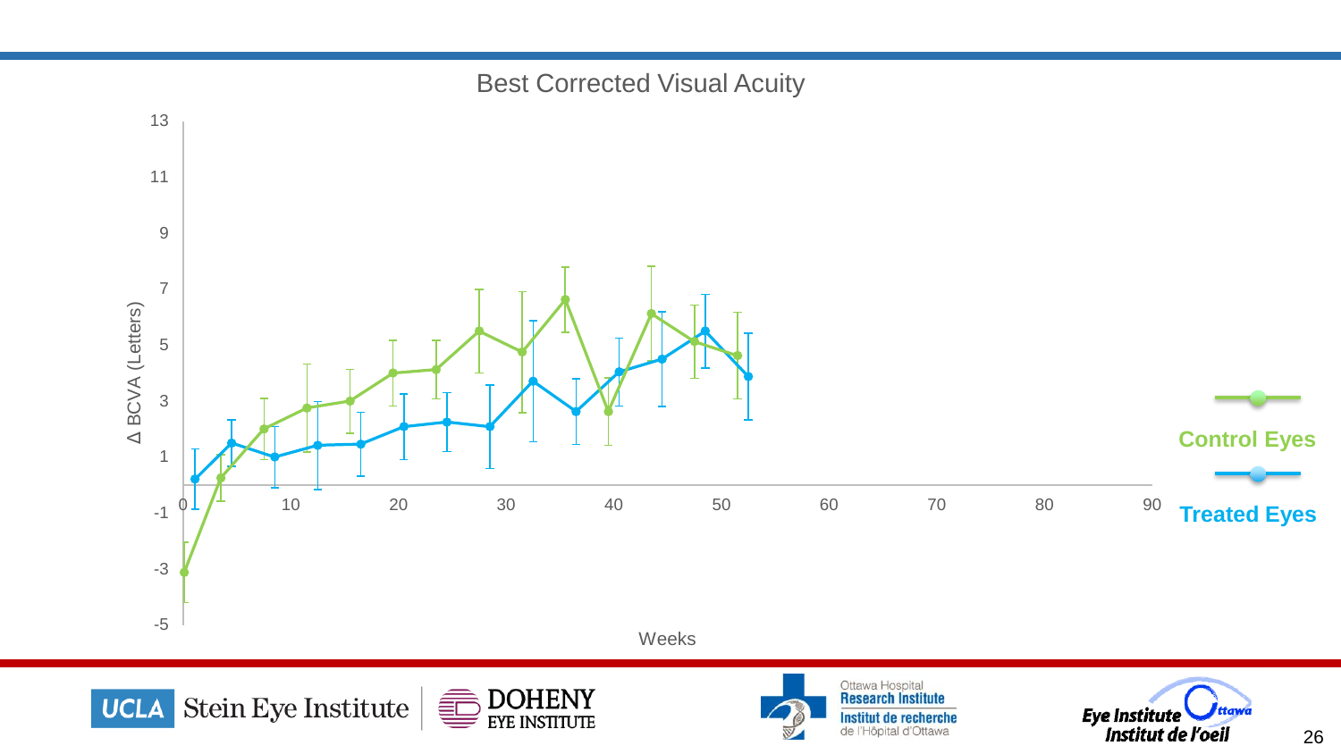# Best Corrected Visual Acuity

Δ BCVA (Letters)

Weeks

Control Eyes

Treated Eyes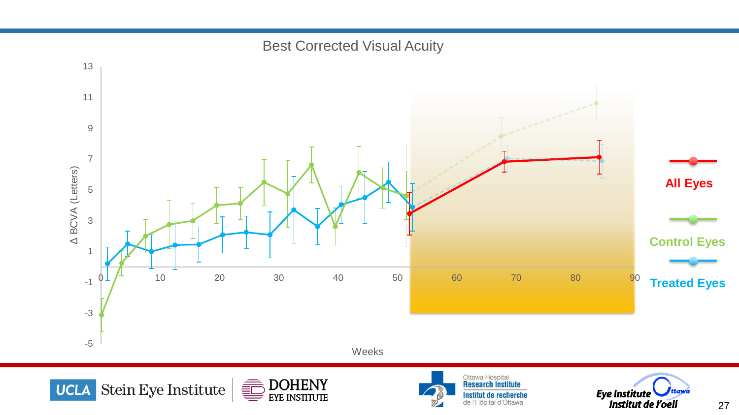## Best Corrected Visual Acuity

Δ BCVA (Letters)

Weeks

All Eyes

Control Eyes

Treated Eyes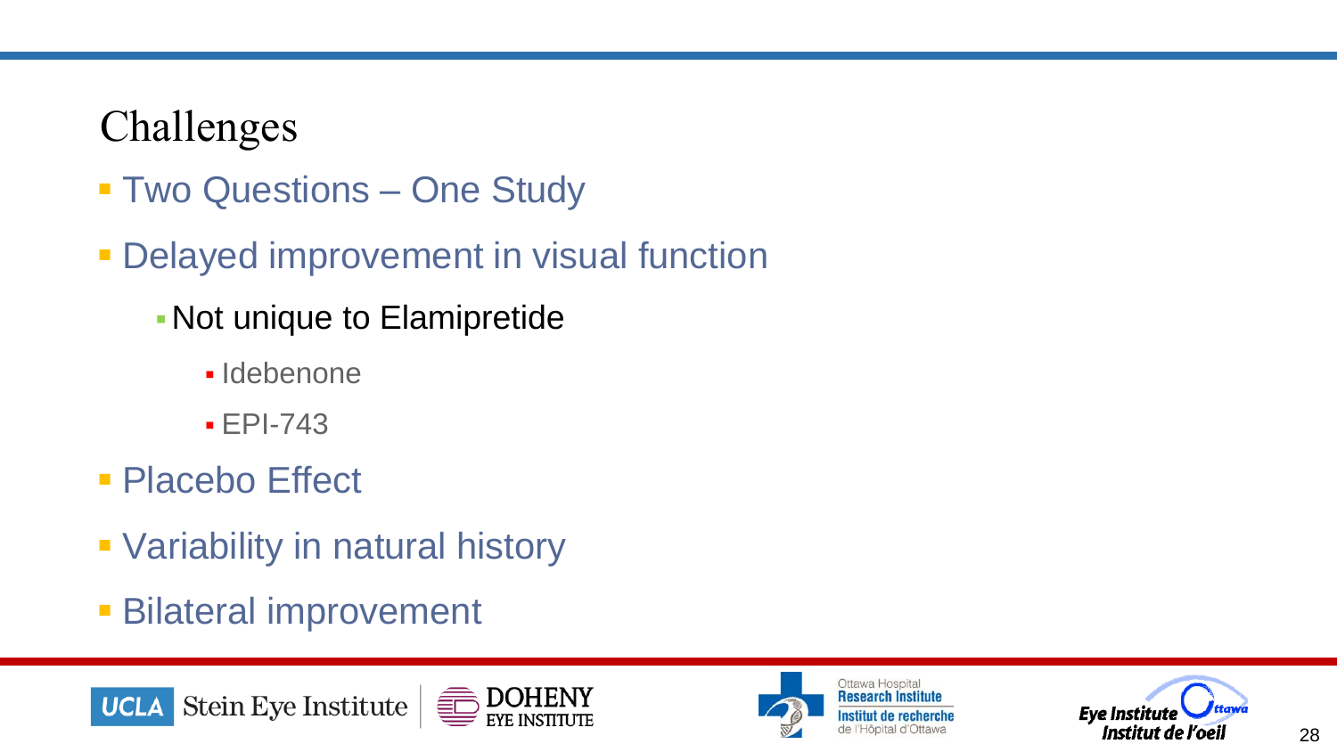# Challenges

- Two Questions – One Study
- Delayed improvement in visual function
  - Not unique to Elamipretide
    - Idebenone
    - EPI-743
- Placebo Effect
- Variability in natural history
- Bilateral improvement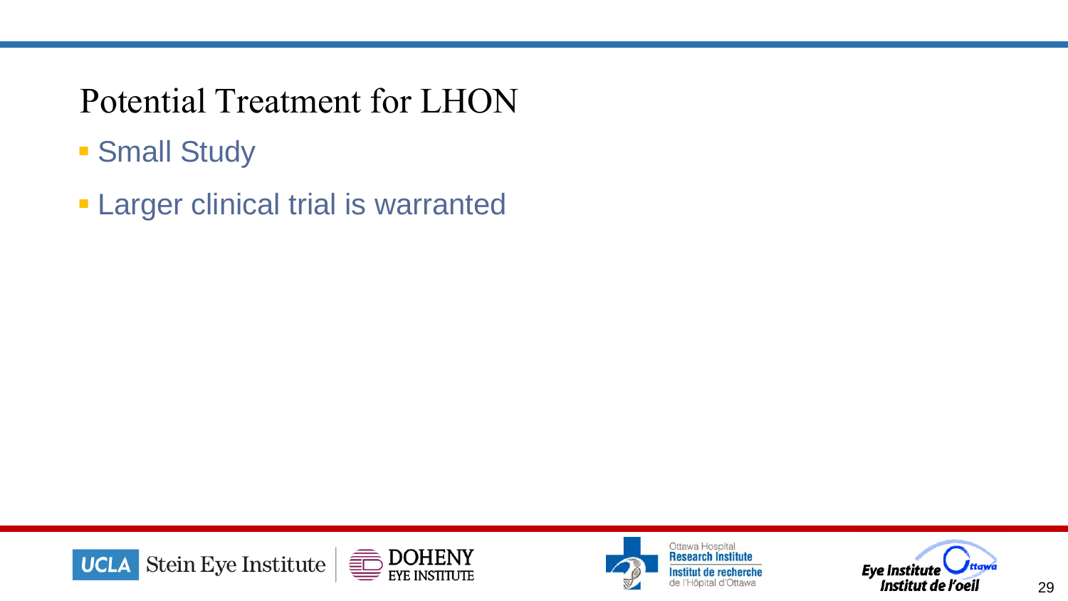# Potential Treatment for LHON

- Small Study
- Larger clinical trial is warranted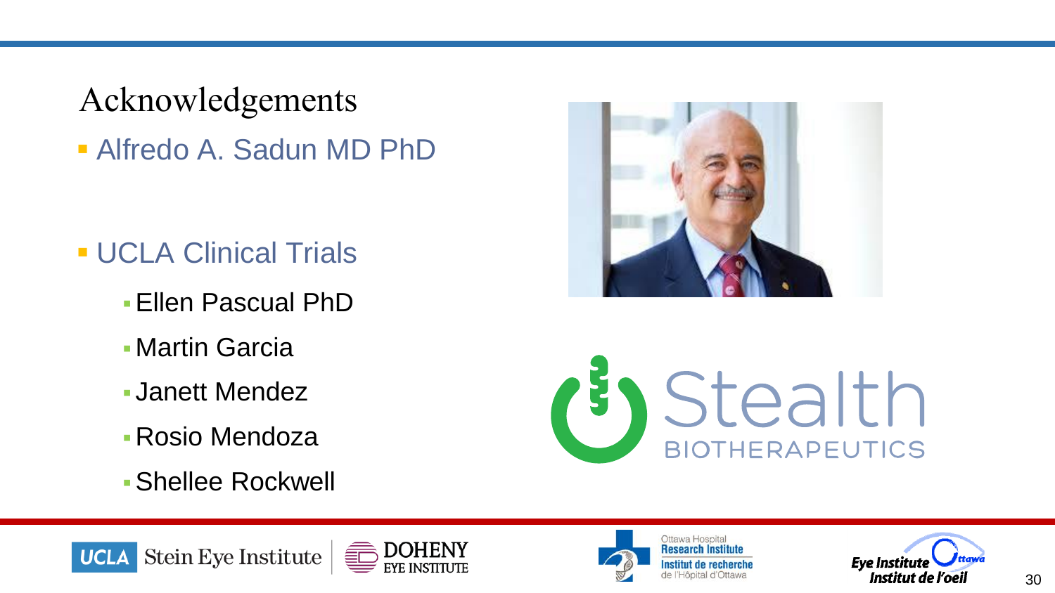# Acknowledgements

- Alfredo A. Sadun MD PhD

- UCLA Clinical Trials
  - Ellen Pascual PhD
  - Martin Garcia
  - Janett Mendez
  - Rosio Mendoza
  - Shellee Rockwell

Stealth BIOTHERAPEUTICS

UCLA Stein Eye Institute | DOHENY EYE INSTITUTE

Ottawa Hospital Research Institute
Institut de recherche de l'Hôpital d'Ottawa

Eye Institute Ottawa
Institut de l'oeil